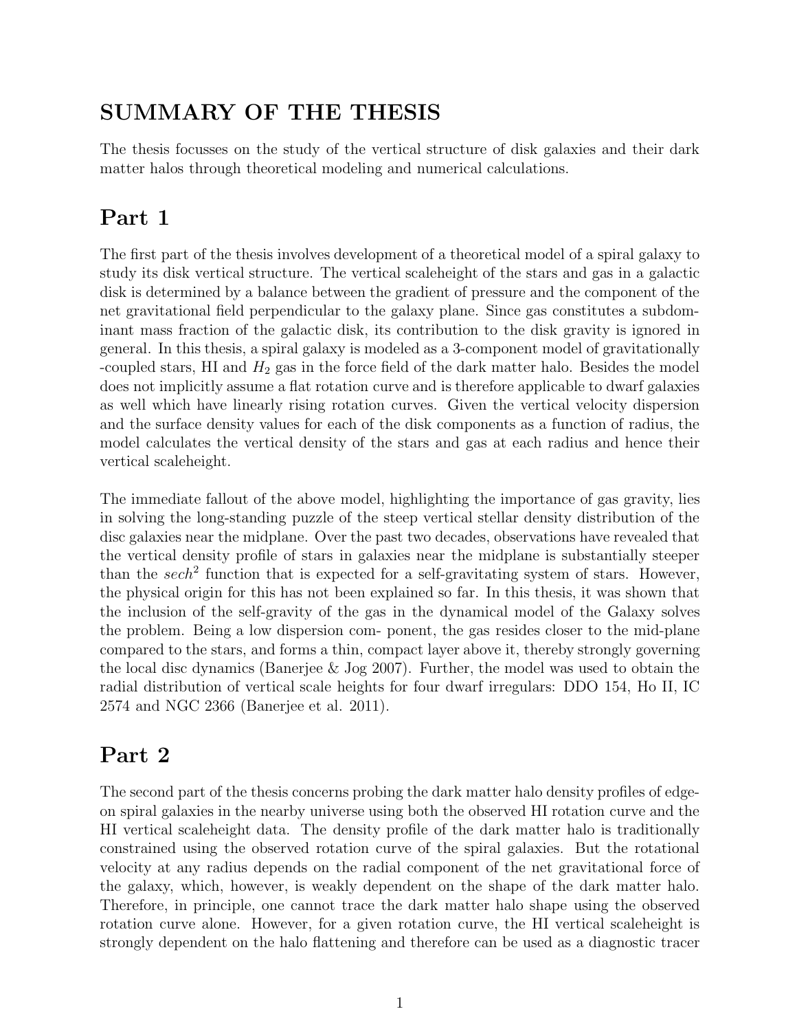# SUMMARY OF THE THESIS

The thesis focusses on the study of the vertical structure of disk galaxies and their dark matter halos through theoretical modeling and numerical calculations.

## Part 1

The first part of the thesis involves development of a theoretical model of a spiral galaxy to study its disk vertical structure. The vertical scaleheight of the stars and gas in a galactic disk is determined by a balance between the gradient of pressure and the component of the net gravitational field perpendicular to the galaxy plane. Since gas constitutes a subdominant mass fraction of the galactic disk, its contribution to the disk gravity is ignored in general. In this thesis, a spiral galaxy is modeled as a 3-component model of gravitationally -coupled stars, HI and $H_2$ gas in the force field of the dark matter halo. Besides the model does not implicitly assume a flat rotation curve and is therefore applicable to dwarf galaxies as well which have linearly rising rotation curves. Given the vertical velocity dispersion and the surface density values for each of the disk components as a function of radius, the model calculates the vertical density of the stars and gas at each radius and hence their vertical scaleheight.

The immediate fallout of the above model, highlighting the importance of gas gravity, lies in solving the long-standing puzzle of the steep vertical stellar density distribution of the disc galaxies near the midplane. Over the past two decades, observations have revealed that the vertical density profile of stars in galaxies near the midplane is substantially steeper than the $sech^2$ function that is expected for a self-gravitating system of stars. However, the physical origin for this has not been explained so far. In this thesis, it was shown that the inclusion of the self-gravity of the gas in the dynamical model of the Galaxy solves the problem. Being a low dispersion com- ponent, the gas resides closer to the mid-plane compared to the stars, and forms a thin, compact layer above it, thereby strongly governing the local disc dynamics (Banerjee & Jog 2007). Further, the model was used to obtain the radial distribution of vertical scale heights for four dwarf irregulars: DDO 154, Ho II, IC 2574 and NGC 2366 (Banerjee et al. 2011).

## Part 2

The second part of the thesis concerns probing the dark matter halo density profiles of edge-on spiral galaxies in the nearby universe using both the observed HI rotation curve and the HI vertical scaleheight data. The density profile of the dark matter halo is traditionally constrained using the observed rotation curve of the spiral galaxies. But the rotational velocity at any radius depends on the radial component of the net gravitational force of the galaxy, which, however, is weakly dependent on the shape of the dark matter halo. Therefore, in principle, one cannot trace the dark matter halo shape using the observed rotation curve alone. However, for a given rotation curve, the HI vertical scaleheight is strongly dependent on the halo flattening and therefore can be used as a diagnostic tracer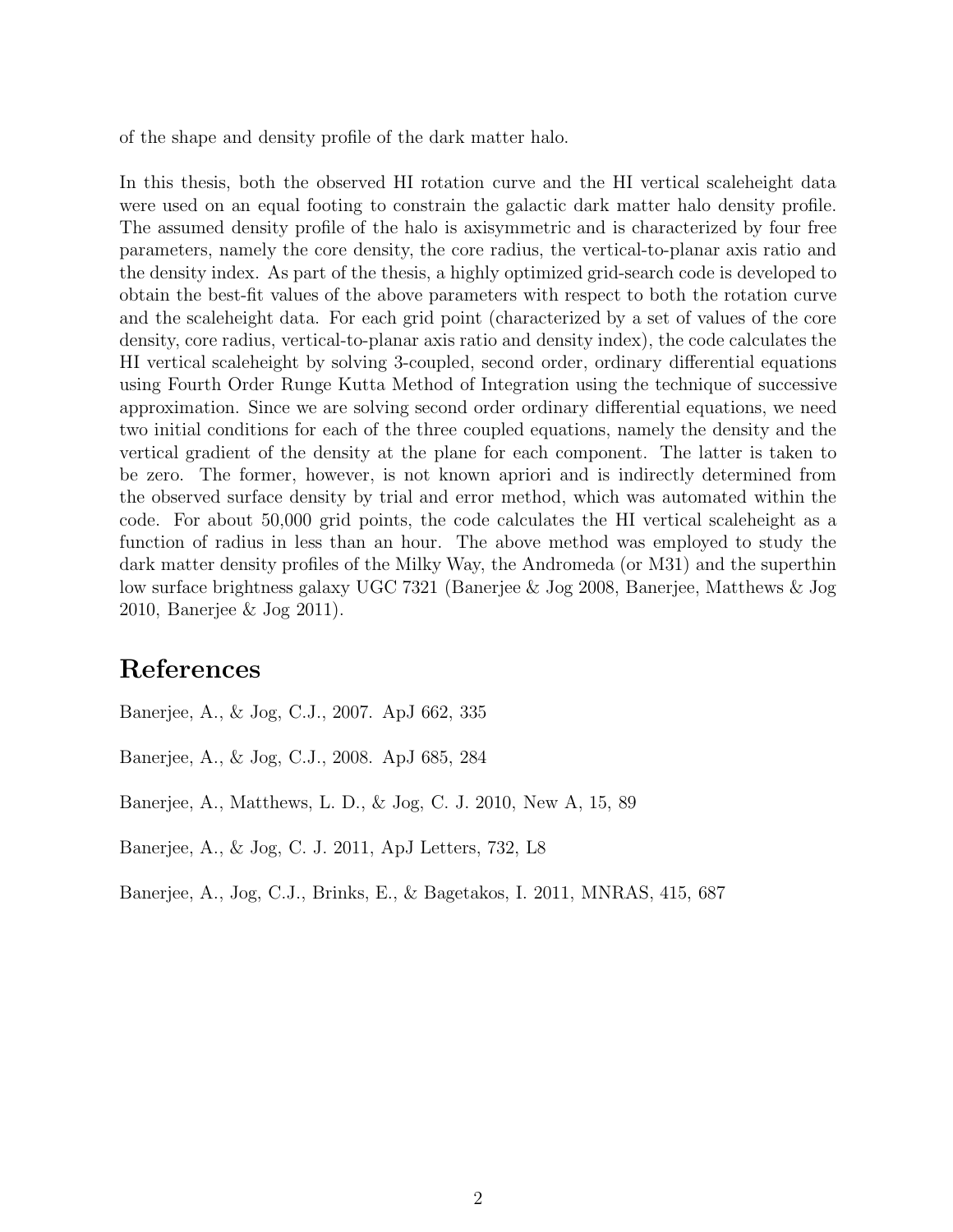of the shape and density profile of the dark matter halo.

In this thesis, both the observed HI rotation curve and the HI vertical scaleheight data were used on an equal footing to constrain the galactic dark matter halo density profile. The assumed density profile of the halo is axisymmetric and is characterized by four free parameters, namely the core density, the core radius, the vertical-to-planar axis ratio and the density index. As part of the thesis, a highly optimized grid-search code is developed to obtain the best-fit values of the above parameters with respect to both the rotation curve and the scaleheight data. For each grid point (characterized by a set of values of the core density, core radius, vertical-to-planar axis ratio and density index), the code calculates the HI vertical scaleheight by solving 3-coupled, second order, ordinary differential equations using Fourth Order Runge Kutta Method of Integration using the technique of successive approximation. Since we are solving second order ordinary differential equations, we need two initial conditions for each of the three coupled equations, namely the density and the vertical gradient of the density at the plane for each component. The latter is taken to be zero. The former, however, is not known apriori and is indirectly determined from the observed surface density by trial and error method, which was automated within the code. For about 50,000 grid points, the code calculates the HI vertical scaleheight as a function of radius in less than an hour. The above method was employed to study the dark matter density profiles of the Milky Way, the Andromeda (or M31) and the superthin low surface brightness galaxy UGC 7321 (Banerjee & Jog 2008, Banerjee, Matthews & Jog 2010, Banerjee & Jog 2011).

## References

Banerjee, A., & Jog, C.J., 2007. ApJ 662, 335

Banerjee, A., & Jog, C.J., 2008. ApJ 685, 284

Banerjee, A., Matthews, L. D., & Jog, C. J. 2010, New A, 15, 89

Banerjee, A., & Jog, C. J. 2011, ApJ Letters, 732, L8

Banerjee, A., Jog, C.J., Brinks, E., & Bagetakos, I. 2011, MNRAS, 415, 687